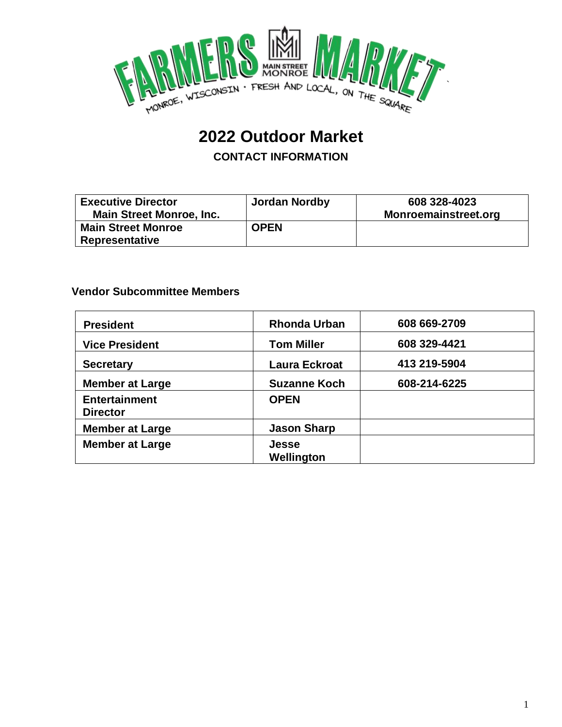# 2022 Outdoor Market

## CONTACT INFORMATION

| Executive Director Main Street Monroe, Inc. | Jordan Nordby | 608 328-4023 Monroemainstreet.org |
|---|---|---|
| Main Street Monroe Representative | OPEN | |

### Vendor Subcommittee Members

| President | Rhonda Urban | 608 669-2709 |
|---|---|---|
| Vice President | Tom Miller | 608 329-4421 |
| Secretary | Laura Eckroat | 413 219-5904 |
| Member at Large | Suzanne Koch | 608-214-6225 |
| Entertainment Director | OPEN | |
| Member at Large | Jason Sharp | |
| Member at Large | Jesse Wellington | |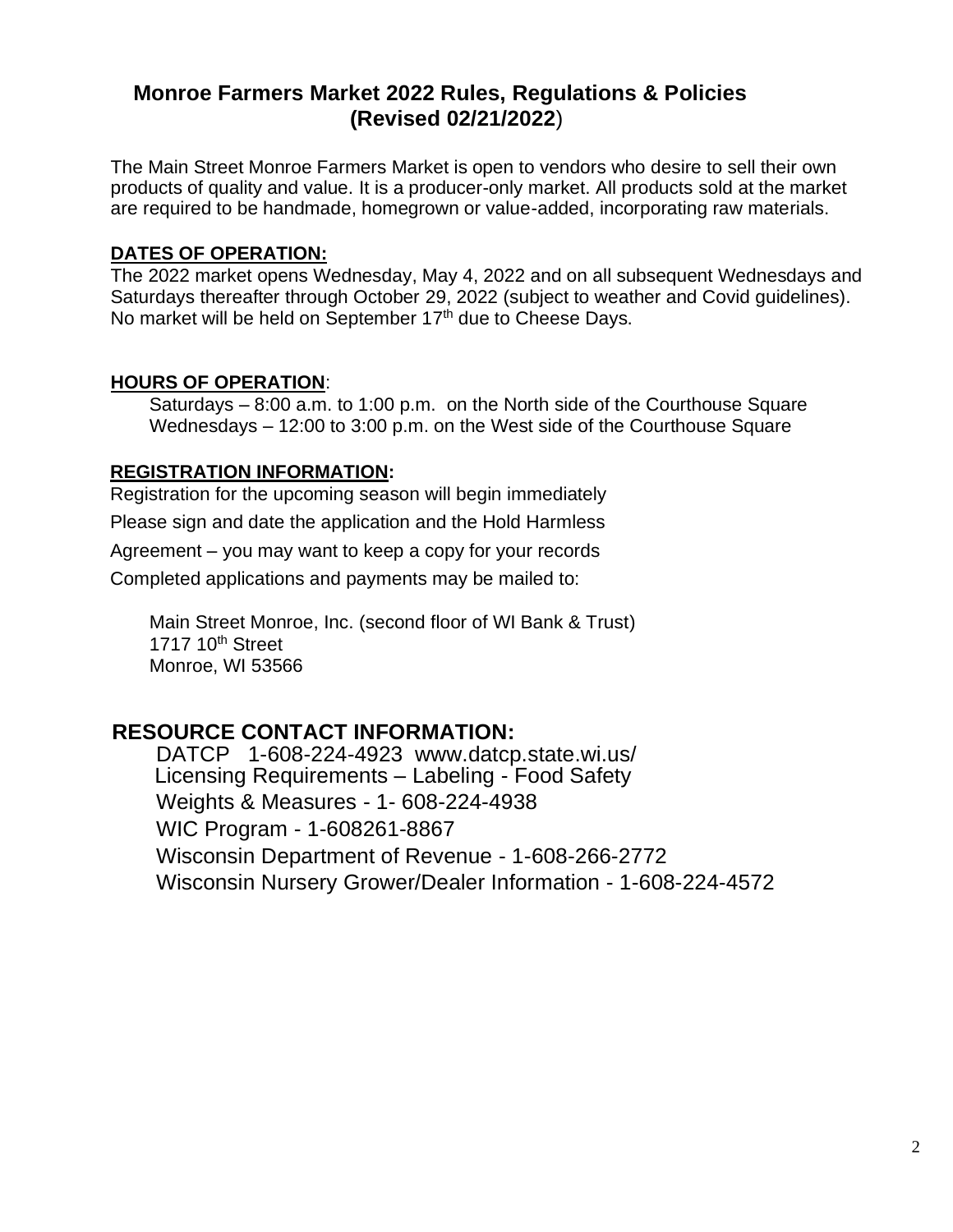# Monroe Farmers Market 2022 Rules, Regulations & Policies (Revised 02/21/2022)

The Main Street Monroe Farmers Market is open to vendors who desire to sell their own products of quality and value. It is a producer-only market. All products sold at the market are required to be handmade, homegrown or value-added, incorporating raw materials.

## DATES OF OPERATION:

The 2022 market opens Wednesday, May 4, 2022 and on all subsequent Wednesdays and Saturdays thereafter through October 29, 2022 (subject to weather and Covid guidelines). No market will be held on September 17th due to Cheese Days.

## HOURS OF OPERATION:

Saturdays – 8:00 a.m. to 1:00 p.m. on the North side of the Courthouse Square
Wednesdays – 12:00 to 3:00 p.m. on the West side of the Courthouse Square

## REGISTRATION INFORMATION:

Registration for the upcoming season will begin immediately

Please sign and date the application and the Hold Harmless

Agreement – you may want to keep a copy for your records

Completed applications and payments may be mailed to:

Main Street Monroe, Inc. (second floor of WI Bank & Trust)
1717 10th Street
Monroe, WI 53566

## RESOURCE CONTACT INFORMATION:

DATCP 1-608-224-4923 www.datcp.state.wi.us/
Licensing Requirements – Labeling - Food Safety
Weights & Measures - 1- 608-224-4938
WIC Program - 1-608261-8867
Wisconsin Department of Revenue - 1-608-266-2772
Wisconsin Nursery Grower/Dealer Information - 1-608-224-4572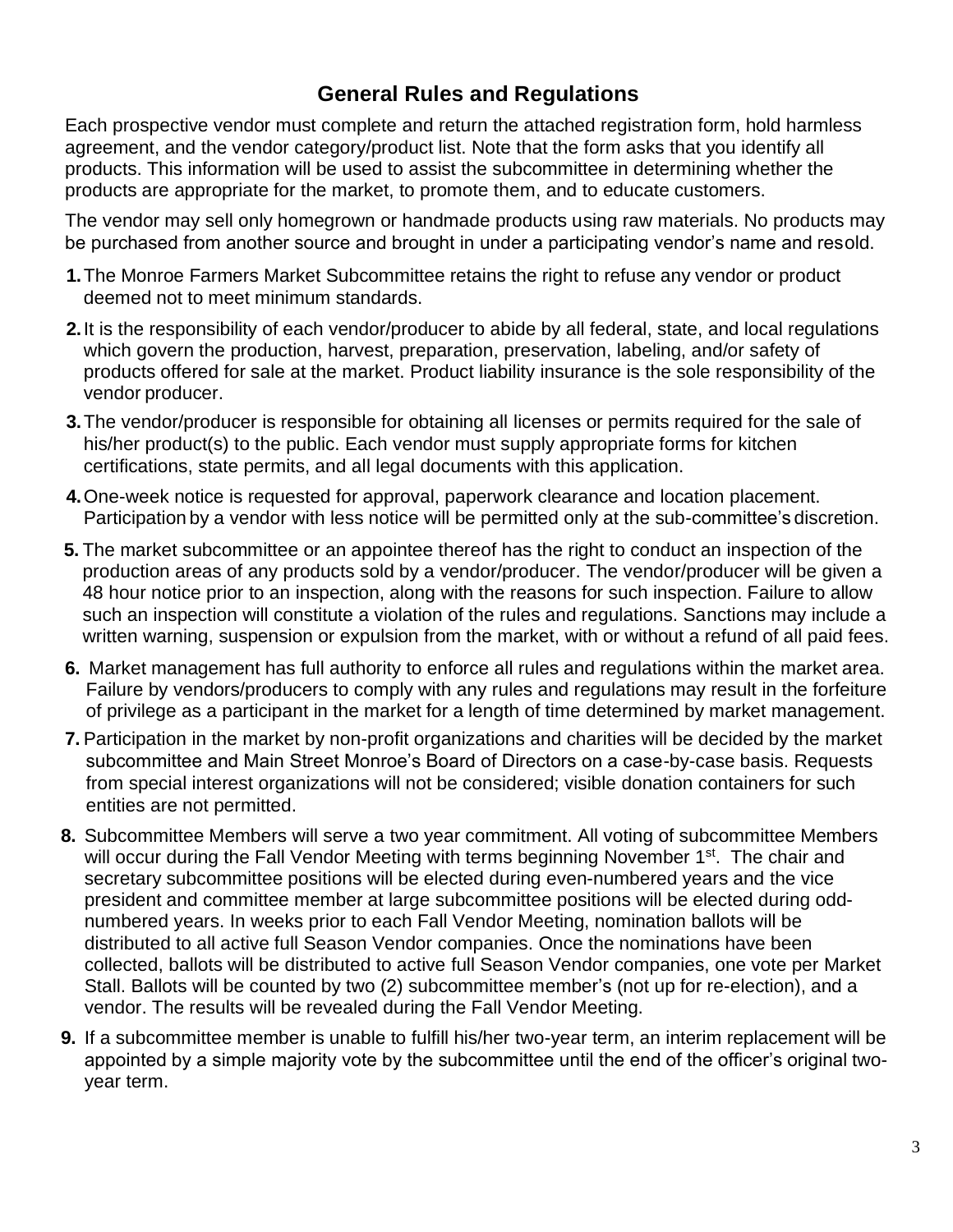## General Rules and Regulations

Each prospective vendor must complete and return the attached registration form, hold harmless agreement, and the vendor category/product list. Note that the form asks that you identify all products. This information will be used to assist the subcommittee in determining whether the products are appropriate for the market, to promote them, and to educate customers.

The vendor may sell only homegrown or handmade products using raw materials. No products may be purchased from another source and brought in under a participating vendor's name and resold.

1. The Monroe Farmers Market Subcommittee retains the right to refuse any vendor or product deemed not to meet minimum standards.
2. It is the responsibility of each vendor/producer to abide by all federal, state, and local regulations which govern the production, harvest, preparation, preservation, labeling, and/or safety of products offered for sale at the market. Product liability insurance is the sole responsibility of the vendor producer.
3. The vendor/producer is responsible for obtaining all licenses or permits required for the sale of his/her product(s) to the public. Each vendor must supply appropriate forms for kitchen certifications, state permits, and all legal documents with this application.
4. One-week notice is requested for approval, paperwork clearance and location placement. Participation by a vendor with less notice will be permitted only at the sub-committee's discretion.
5. The market subcommittee or an appointee thereof has the right to conduct an inspection of the production areas of any products sold by a vendor/producer. The vendor/producer will be given a 48 hour notice prior to an inspection, along with the reasons for such inspection. Failure to allow such an inspection will constitute a violation of the rules and regulations. Sanctions may include a written warning, suspension or expulsion from the market, with or without a refund of all paid fees.
6. Market management has full authority to enforce all rules and regulations within the market area. Failure by vendors/producers to comply with any rules and regulations may result in the forfeiture of privilege as a participant in the market for a length of time determined by market management.
7. Participation in the market by non-profit organizations and charities will be decided by the market subcommittee and Main Street Monroe's Board of Directors on a case-by-case basis. Requests from special interest organizations will not be considered; visible donation containers for such entities are not permitted.
8. Subcommittee Members will serve a two year commitment. All voting of subcommittee Members will occur during the Fall Vendor Meeting with terms beginning November 1st. The chair and secretary subcommittee positions will be elected during even-numbered years and the vice president and committee member at large subcommittee positions will be elected during odd-numbered years. In weeks prior to each Fall Vendor Meeting, nomination ballots will be distributed to all active full Season Vendor companies. Once the nominations have been collected, ballots will be distributed to active full Season Vendor companies, one vote per Market Stall. Ballots will be counted by two (2) subcommittee member's (not up for re-election), and a vendor. The results will be revealed during the Fall Vendor Meeting.
9. If a subcommittee member is unable to fulfill his/her two-year term, an interim replacement will be appointed by a simple majority vote by the subcommittee until the end of the officer's original two-year term.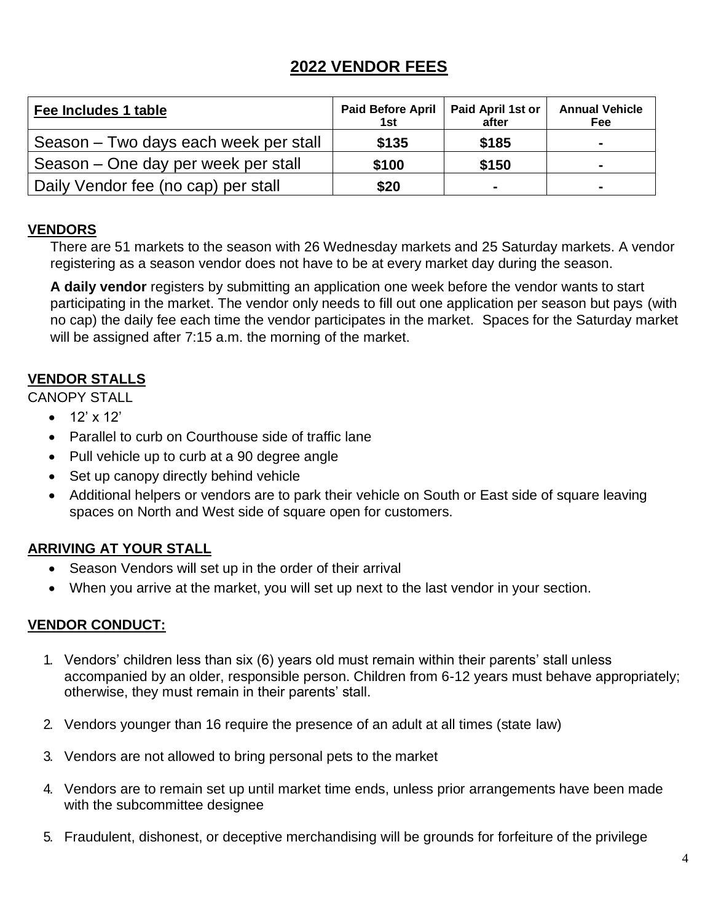# 2022 VENDOR FEES

| Fee Includes 1 table | Paid Before April 1st | Paid April 1st or after | Annual Vehicle Fee |
|---|---|---|---|
| Season – Two days each week per stall | $135 | $185 | - |
| Season – One day per week per stall | $100 | $150 | - |
| Daily Vendor fee (no cap) per stall | $20 | - | - |

## VENDORS

There are 51 markets to the season with 26 Wednesday markets and 25 Saturday markets. A vendor registering as a season vendor does not have to be at every market day during the season.

**A daily vendor** registers by submitting an application one week before the vendor wants to start participating in the market. The vendor only needs to fill out one application per season but pays (with no cap) the daily fee each time the vendor participates in the market. Spaces for the Saturday market will be assigned after 7:15 a.m. the morning of the market.

## VENDOR STALLS

CANOPY STALL

- 12' x 12'
- Parallel to curb on Courthouse side of traffic lane
- Pull vehicle up to curb at a 90 degree angle
- Set up canopy directly behind vehicle
- Additional helpers or vendors are to park their vehicle on South or East side of square leaving spaces on North and West side of square open for customers.

## ARRIVING AT YOUR STALL

- Season Vendors will set up in the order of their arrival
- When you arrive at the market, you will set up next to the last vendor in your section.

## VENDOR CONDUCT:

1. Vendors' children less than six (6) years old must remain within their parents' stall unless accompanied by an older, responsible person. Children from 6-12 years must behave appropriately; otherwise, they must remain in their parents' stall.
2. Vendors younger than 16 require the presence of an adult at all times (state law)
3. Vendors are not allowed to bring personal pets to the market
4. Vendors are to remain set up until market time ends, unless prior arrangements have been made with the subcommittee designee
5. Fraudulent, dishonest, or deceptive merchandising will be grounds for forfeiture of the privilege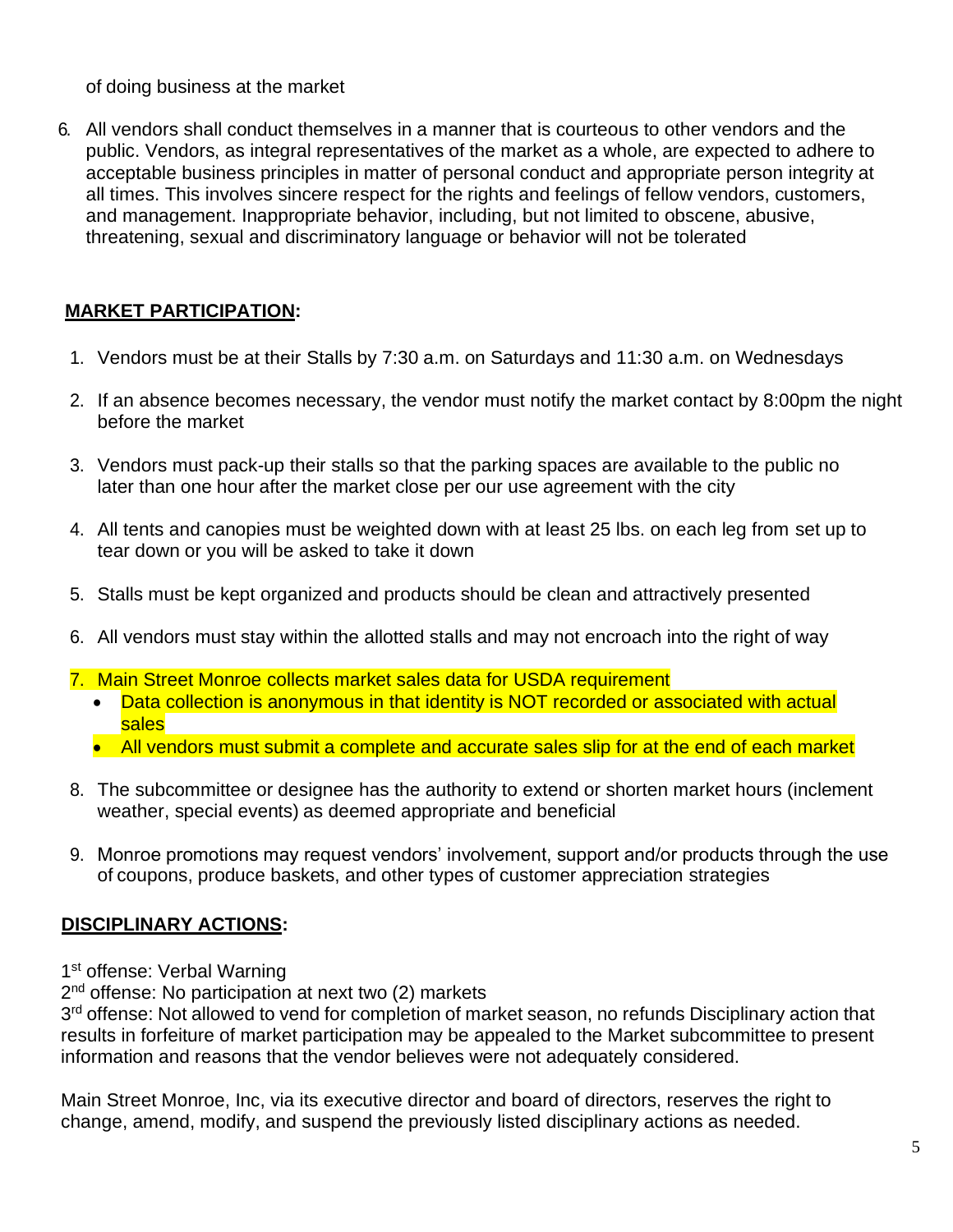of doing business at the market

6. All vendors shall conduct themselves in a manner that is courteous to other vendors and the public. Vendors, as integral representatives of the market as a whole, are expected to adhere to acceptable business principles in matter of personal conduct and appropriate person integrity at all times. This involves sincere respect for the rights and feelings of fellow vendors, customers, and management. Inappropriate behavior, including, but not limited to obscene, abusive, threatening, sexual and discriminatory language or behavior will not be tolerated

## MARKET PARTICIPATION:

1. Vendors must be at their Stalls by 7:30 a.m. on Saturdays and 11:30 a.m. on Wednesdays
2. If an absence becomes necessary, the vendor must notify the market contact by 8:00pm the night before the market
3. Vendors must pack-up their stalls so that the parking spaces are available to the public no later than one hour after the market close per our use agreement with the city
4. All tents and canopies must be weighted down with at least 25 lbs. on each leg from set up to tear down or you will be asked to take it down
5. Stalls must be kept organized and products should be clean and attractively presented
6. All vendors must stay within the allotted stalls and may not encroach into the right of way
7. Main Street Monroe collects market sales data for USDA requirement
    - Data collection is anonymous in that identity is NOT recorded or associated with actual sales
    - All vendors must submit a complete and accurate sales slip for at the end of each market
8. The subcommittee or designee has the authority to extend or shorten market hours (inclement weather, special events) as deemed appropriate and beneficial
9. Monroe promotions may request vendors' involvement, support and/or products through the use of coupons, produce baskets, and other types of customer appreciation strategies

## DISCIPLINARY ACTIONS:

1st offense: Verbal Warning
2nd offense: No participation at next two (2) markets
3rd offense: Not allowed to vend for completion of market season, no refunds Disciplinary action that results in forfeiture of market participation may be appealed to the Market subcommittee to present information and reasons that the vendor believes were not adequately considered.

Main Street Monroe, Inc, via its executive director and board of directors, reserves the right to change, amend, modify, and suspend the previously listed disciplinary actions as needed.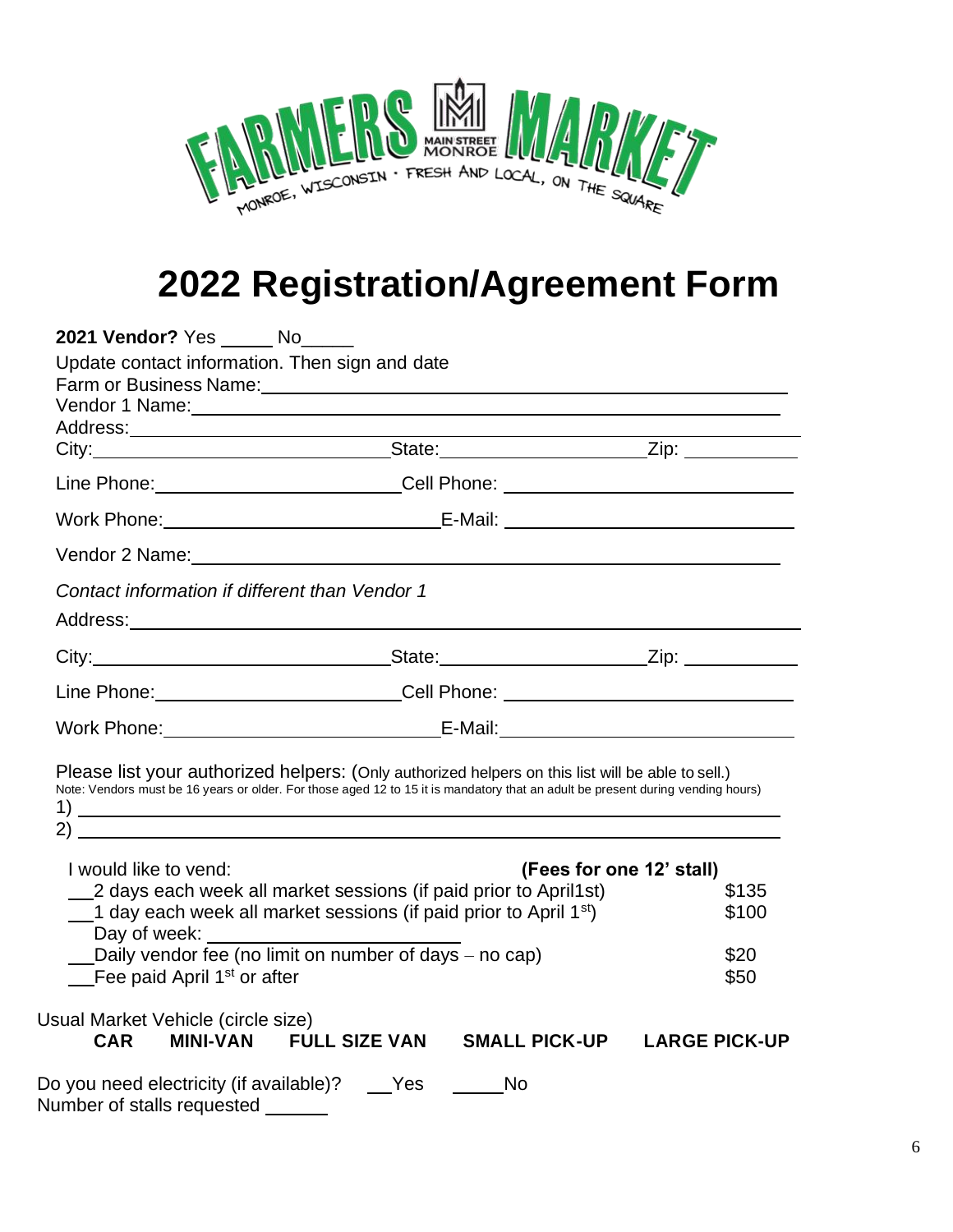# 2022 Registration/Agreement Form

**2021 Vendor?** Yes _____ No_____

Update contact information. Then sign and date

Farm or Business Name: ____________________________________________

Vendor 1 Name: ____________________________________________

Address: ____________________________________________

City: ____________________ State: ____________________ Zip: __________

Line Phone: ____________________ Cell Phone: ____________________

Work Phone: ____________________ E-Mail: ____________________

Vendor 2 Name: ____________________________________________

*Contact information if different than Vendor 1*

Address: ____________________________________________

City: ____________________ State: ____________________ Zip: __________

Line Phone: ____________________ Cell Phone: ____________________

Work Phone: ____________________ E-Mail: ____________________

Please list your authorized helpers: (Only authorized helpers on this list will be able to sell.)
Note: Vendors must be 16 years or older. For those aged 12 to 15 it is mandatory that an adult be present during vending hours)

1) ____________________________________________

2) ____________________________________________

I would like to vend: **(Fees for one 12' stall)**

| | |
|---|---|
| ___2 days each week all market sessions (if paid prior to April1st) | $135 |
| ___1 day each week all market sessions (if paid prior to April 1st) Day of week: ____________ | $100 |
| ___Daily vendor fee (no limit on number of days – no cap) | $20 |
| ___Fee paid April 1st or after | $50 |

Usual Market Vehicle (circle size)

**CAR MINI-VAN FULL SIZE VAN SMALL PICK-UP LARGE PICK-UP**

Do you need electricity (if available)? ___Yes _____No

Number of stalls requested ______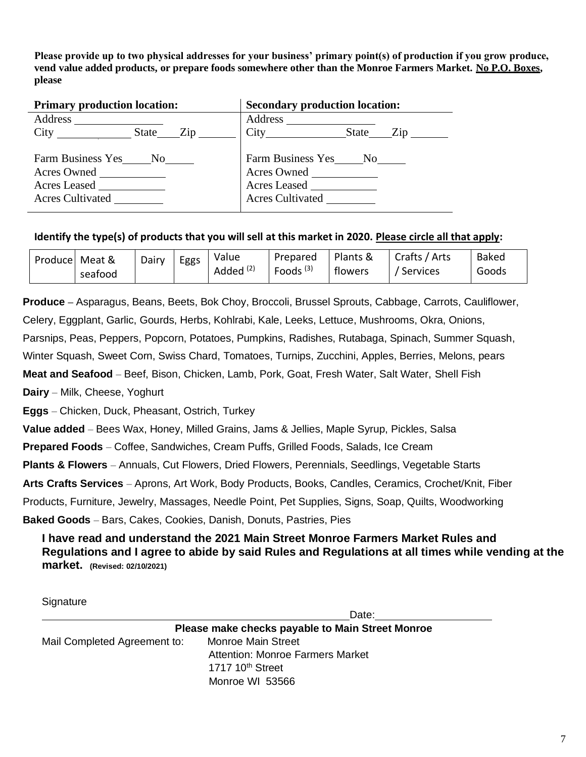**Please provide up to two physical addresses for your business' primary point(s) of production if you grow produce, vend value added products, or prepare foods somewhere other than the Monroe Farmers Market. No P.O. Boxes, please**

| **Primary production location:** | **Secondary production location:** |
|---|---|
| Address ______________ | Address ______________ |
| City ____________ State____Zip ______ | City____________State____Zip ______ |
| Farm Business Yes_____No_____ | Farm Business Yes_____No_____ |
| Acres Owned __________ | Acres Owned __________ |
| Acres Leased __________ | Acres Leased __________ |
| Acres Cultivated ________ | Acres Cultivated ________ |

**Identify the type(s) of products that you will sell at this market in 2020. Please circle all that apply:**

| Produce | Meat & seafood | Dairy | Eggs | Value Added (2) | Prepared Foods (3) | Plants & flowers | Crafts / Arts / Services | Baked Goods |
|---|---|---|---|---|---|---|---|---|

**Produce** – Asparagus, Beans, Beets, Bok Choy, Broccoli, Brussel Sprouts, Cabbage, Carrots, Cauliflower, Celery, Eggplant, Garlic, Gourds, Herbs, Kohlrabi, Kale, Leeks, Lettuce, Mushrooms, Okra, Onions, Parsnips, Peas, Peppers, Popcorn, Potatoes, Pumpkins, Radishes, Rutabaga, Spinach, Summer Squash, Winter Squash, Sweet Corn, Swiss Chard, Tomatoes, Turnips, Zucchini, Apples, Berries, Melons, pears

**Meat and Seafood** – Beef, Bison, Chicken, Lamb, Pork, Goat, Fresh Water, Salt Water, Shell Fish

**Dairy** – Milk, Cheese, Yoghurt

**Eggs** – Chicken, Duck, Pheasant, Ostrich, Turkey

**Value added** – Bees Wax, Honey, Milled Grains, Jams & Jellies, Maple Syrup, Pickles, Salsa

**Prepared Foods** – Coffee, Sandwiches, Cream Puffs, Grilled Foods, Salads, Ice Cream

**Plants & Flowers** – Annuals, Cut Flowers, Dried Flowers, Perennials, Seedlings, Vegetable Starts

**Arts Crafts Services** – Aprons, Art Work, Body Products, Books, Candles, Ceramics, Crochet/Knit, Fiber Products, Furniture, Jewelry, Massages, Needle Point, Pet Supplies, Signs, Soap, Quilts, Woodworking

**Baked Goods** – Bars, Cakes, Cookies, Danish, Donuts, Pastries, Pies

**I have read and understand the 2021 Main Street Monroe Farmers Market Rules and Regulations and I agree to abide by said Rules and Regulations at all times while vending at the market. (Revised: 02/10/2021)**

Signature

_______________________________________________ Date: __________________

**Please make checks payable to Main Street Monroe**

Mail Completed Agreement to: Monroe Main Street
Attention: Monroe Farmers Market
1717 10th Street
Monroe WI 53566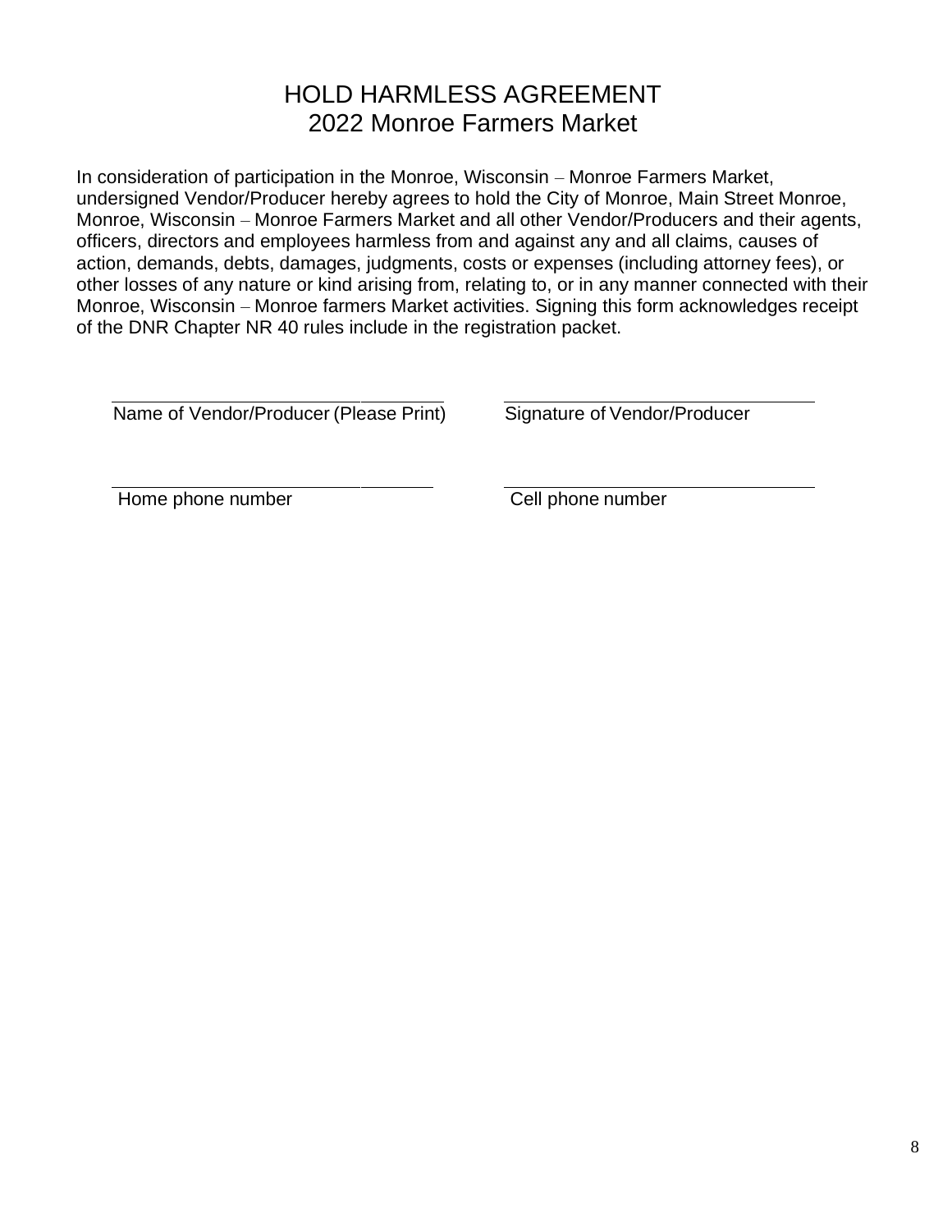# HOLD HARMLESS AGREEMENT
## 2022 Monroe Farmers Market

In consideration of participation in the Monroe, Wisconsin – Monroe Farmers Market, undersigned Vendor/Producer hereby agrees to hold the City of Monroe, Main Street Monroe, Monroe, Wisconsin – Monroe Farmers Market and all other Vendor/Producers and their agents, officers, directors and employees harmless from and against any and all claims, causes of action, demands, debts, damages, judgments, costs or expenses (including attorney fees), or other losses of any nature or kind arising from, relating to, or in any manner connected with their Monroe, Wisconsin – Monroe farmers Market activities. Signing this form acknowledges receipt of the DNR Chapter NR 40 rules include in the registration packet.

______________________________
Name of Vendor/Producer (Please Print)

______________________________
Signature of Vendor/Producer

______________________________
Home phone number

______________________________
Cell phone number